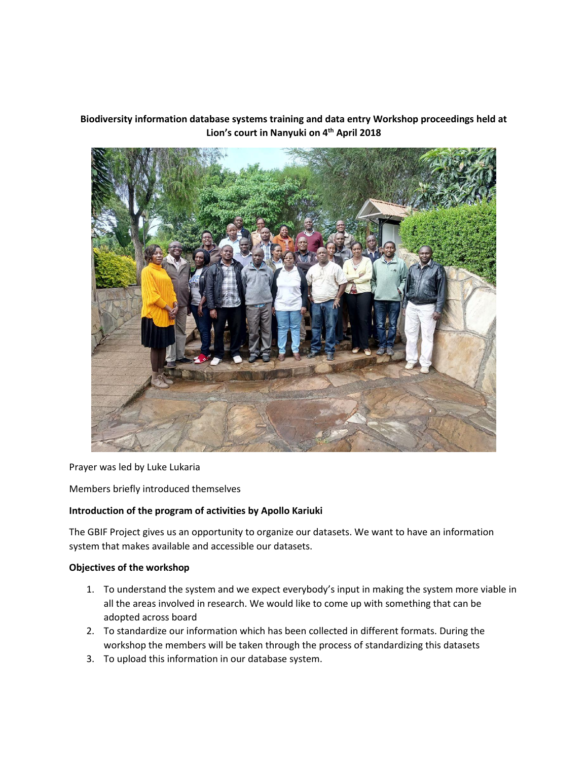**Biodiversity information database systems training and data entry Workshop proceedings held at Lion's court in Nanyuki on 4th April 2018**

Prayer was led by Luke Lukaria

Members briefly introduced themselves

**Introduction of the program of activities by Apollo Kariuki**

The GBIF Project gives us an opportunity to organize our datasets. We want to have an information system that makes available and accessible our datasets.

**Objectives of the workshop**

1. To understand the system and we expect everybody's input in making the system more viable in all the areas involved in research. We would like to come up with something that can be adopted across board
2. To standardize our information which has been collected in different formats. During the workshop the members will be taken through the process of standardizing this datasets
3. To upload this information in our database system.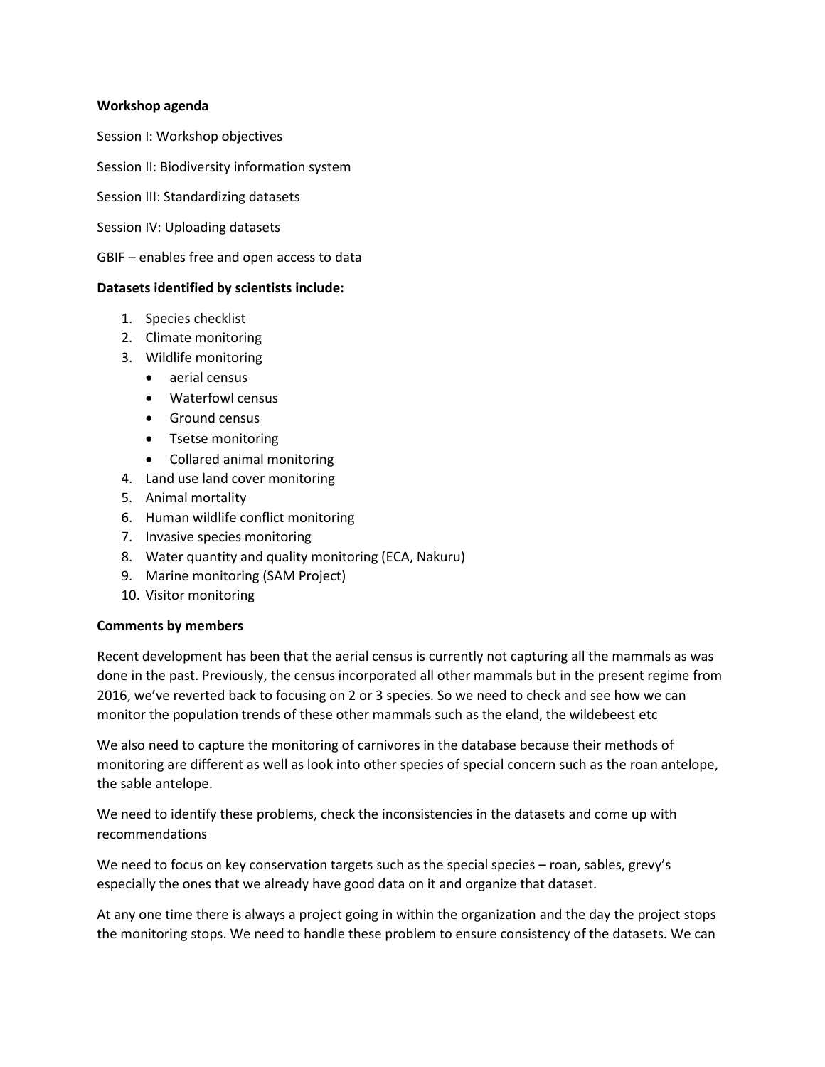**Workshop agenda**

Session I: Workshop objectives

Session II: Biodiversity information system

Session III: Standardizing datasets

Session IV: Uploading datasets

GBIF – enables free and open access to data

**Datasets identified by scientists include:**

1. Species checklist
2. Climate monitoring
3. Wildlife monitoring
    - aerial census
    - Waterfowl census
    - Ground census
    - Tsetse monitoring
    - Collared animal monitoring
4. Land use land cover monitoring
5. Animal mortality
6. Human wildlife conflict monitoring
7. Invasive species monitoring
8. Water quantity and quality monitoring (ECA, Nakuru)
9. Marine monitoring (SAM Project)
10. Visitor monitoring

**Comments by members**

Recent development has been that the aerial census is currently not capturing all the mammals as was done in the past. Previously, the census incorporated all other mammals but in the present regime from 2016, we've reverted back to focusing on 2 or 3 species. So we need to check and see how we can monitor the population trends of these other mammals such as the eland, the wildebeest etc

We also need to capture the monitoring of carnivores in the database because their methods of monitoring are different as well as look into other species of special concern such as the roan antelope, the sable antelope.

We need to identify these problems, check the inconsistencies in the datasets and come up with recommendations

We need to focus on key conservation targets such as the special species – roan, sables, grevy's especially the ones that we already have good data on it and organize that dataset.

At any one time there is always a project going in within the organization and the day the project stops the monitoring stops. We need to handle these problem to ensure consistency of the datasets. We can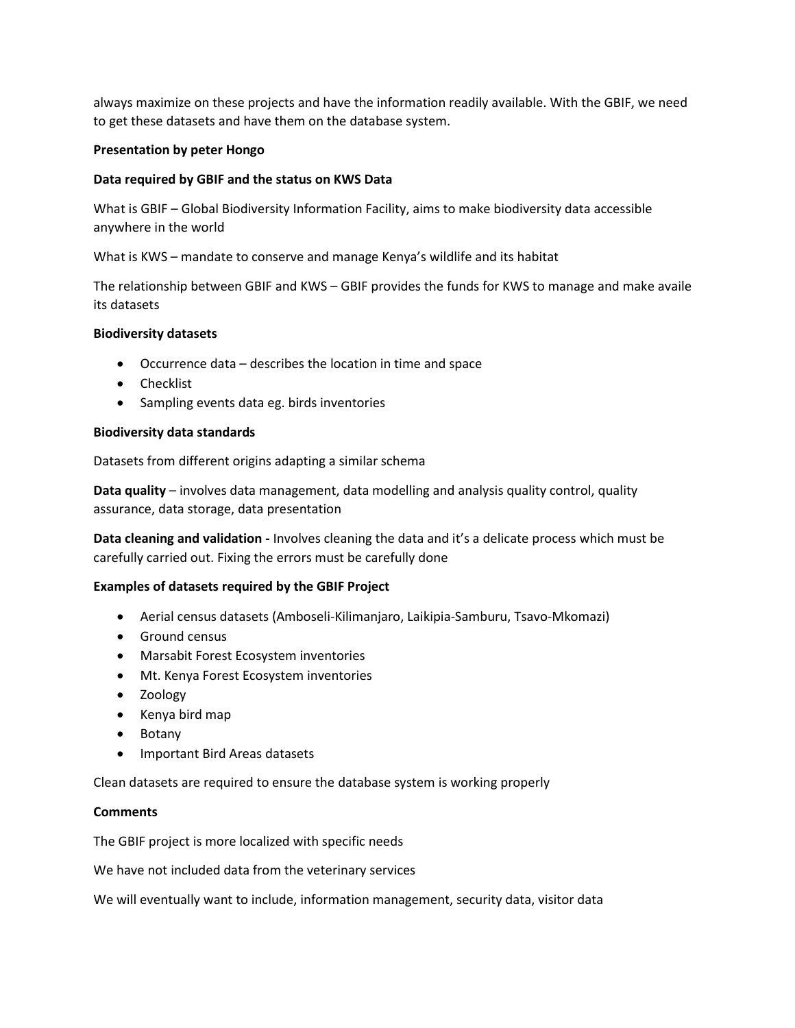always maximize on these projects and have the information readily available. With the GBIF, we need to get these datasets and have them on the database system.

**Presentation by peter Hongo**

**Data required by GBIF and the status on KWS Data**

What is GBIF – Global Biodiversity Information Facility, aims to make biodiversity data accessible anywhere in the world

What is KWS – mandate to conserve and manage Kenya's wildlife and its habitat

The relationship between GBIF and KWS – GBIF provides the funds for KWS to manage and make availe its datasets

**Biodiversity datasets**

- Occurrence data – describes the location in time and space
- Checklist
- Sampling events data eg. birds inventories

**Biodiversity data standards**

Datasets from different origins adapting a similar schema

**Data quality** – involves data management, data modelling and analysis quality control, quality assurance, data storage, data presentation

**Data cleaning and validation -** Involves cleaning the data and it's a delicate process which must be carefully carried out. Fixing the errors must be carefully done

**Examples of datasets required by the GBIF Project**

- Aerial census datasets (Amboseli-Kilimanjaro, Laikipia-Samburu, Tsavo-Mkomazi)
- Ground census
- Marsabit Forest Ecosystem inventories
- Mt. Kenya Forest Ecosystem inventories
- Zoology
- Kenya bird map
- Botany
- Important Bird Areas datasets

Clean datasets are required to ensure the database system is working properly

**Comments**

The GBIF project is more localized with specific needs

We have not included data from the veterinary services

We will eventually want to include, information management, security data, visitor data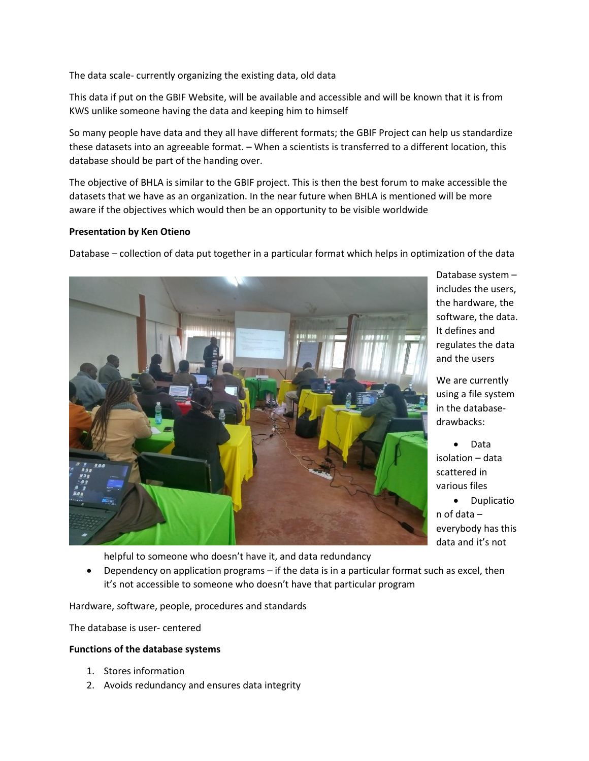The data scale- currently organizing the existing data, old data

This data if put on the GBIF Website, will be available and accessible and will be known that it is from KWS unlike someone having the data and keeping him to himself

So many people have data and they all have different formats; the GBIF Project can help us standardize these datasets into an agreeable format. – When a scientists is transferred to a different location, this database should be part of the handing over.

The objective of BHLA is similar to the GBIF project. This is then the best forum to make accessible the datasets that we have as an organization. In the near future when BHLA is mentioned will be more aware if the objectives which would then be an opportunity to be visible worldwide

**Presentation by Ken Otieno**

Database – collection of data put together in a particular format which helps in optimization of the data

Database system – includes the users, the hardware, the software, the data. It defines and regulates the data and the users

We are currently using a file system in the database- drawbacks:

- Data isolation – data scattered in various files
- Duplication of data – everybody has this data and it's not helpful to someone who doesn't have it, and data redundancy
- Dependency on application programs – if the data is in a particular format such as excel, then it's not accessible to someone who doesn't have that particular program

Hardware, software, people, procedures and standards

The database is user- centered

**Functions of the database systems**

1. Stores information
2. Avoids redundancy and ensures data integrity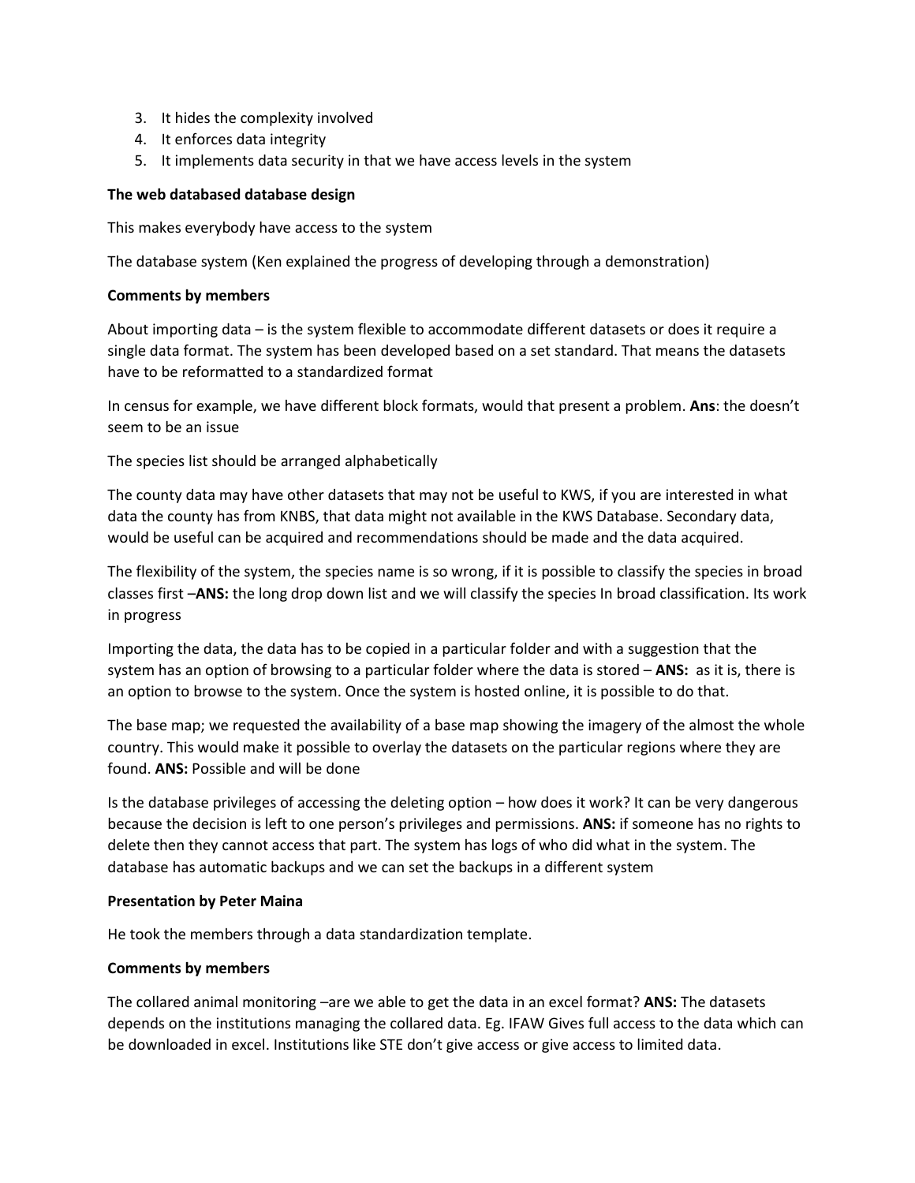3. It hides the complexity involved
4. It enforces data integrity
5. It implements data security in that we have access levels in the system

**The web databased database design**

This makes everybody have access to the system

The database system (Ken explained the progress of developing through a demonstration)

**Comments by members**

About importing data – is the system flexible to accommodate different datasets or does it require a single data format. The system has been developed based on a set standard. That means the datasets have to be reformatted to a standardized format

In census for example, we have different block formats, would that present a problem. **Ans**: the doesn't seem to be an issue

The species list should be arranged alphabetically

The county data may have other datasets that may not be useful to KWS, if you are interested in what data the county has from KNBS, that data might not available in the KWS Database. Secondary data, would be useful can be acquired and recommendations should be made and the data acquired.

The flexibility of the system, the species name is so wrong, if it is possible to classify the species in broad classes first –**ANS:** the long drop down list and we will classify the species In broad classification. Its work in progress

Importing the data, the data has to be copied in a particular folder and with a suggestion that the system has an option of browsing to a particular folder where the data is stored – **ANS:** as it is, there is an option to browse to the system. Once the system is hosted online, it is possible to do that.

The base map; we requested the availability of a base map showing the imagery of the almost the whole country. This would make it possible to overlay the datasets on the particular regions where they are found. **ANS:** Possible and will be done

Is the database privileges of accessing the deleting option – how does it work? It can be very dangerous because the decision is left to one person's privileges and permissions. **ANS:** if someone has no rights to delete then they cannot access that part. The system has logs of who did what in the system. The database has automatic backups and we can set the backups in a different system

**Presentation by Peter Maina**

He took the members through a data standardization template.

**Comments by members**

The collared animal monitoring –are we able to get the data in an excel format? **ANS:** The datasets depends on the institutions managing the collared data. Eg. IFAW Gives full access to the data which can be downloaded in excel. Institutions like STE don't give access or give access to limited data.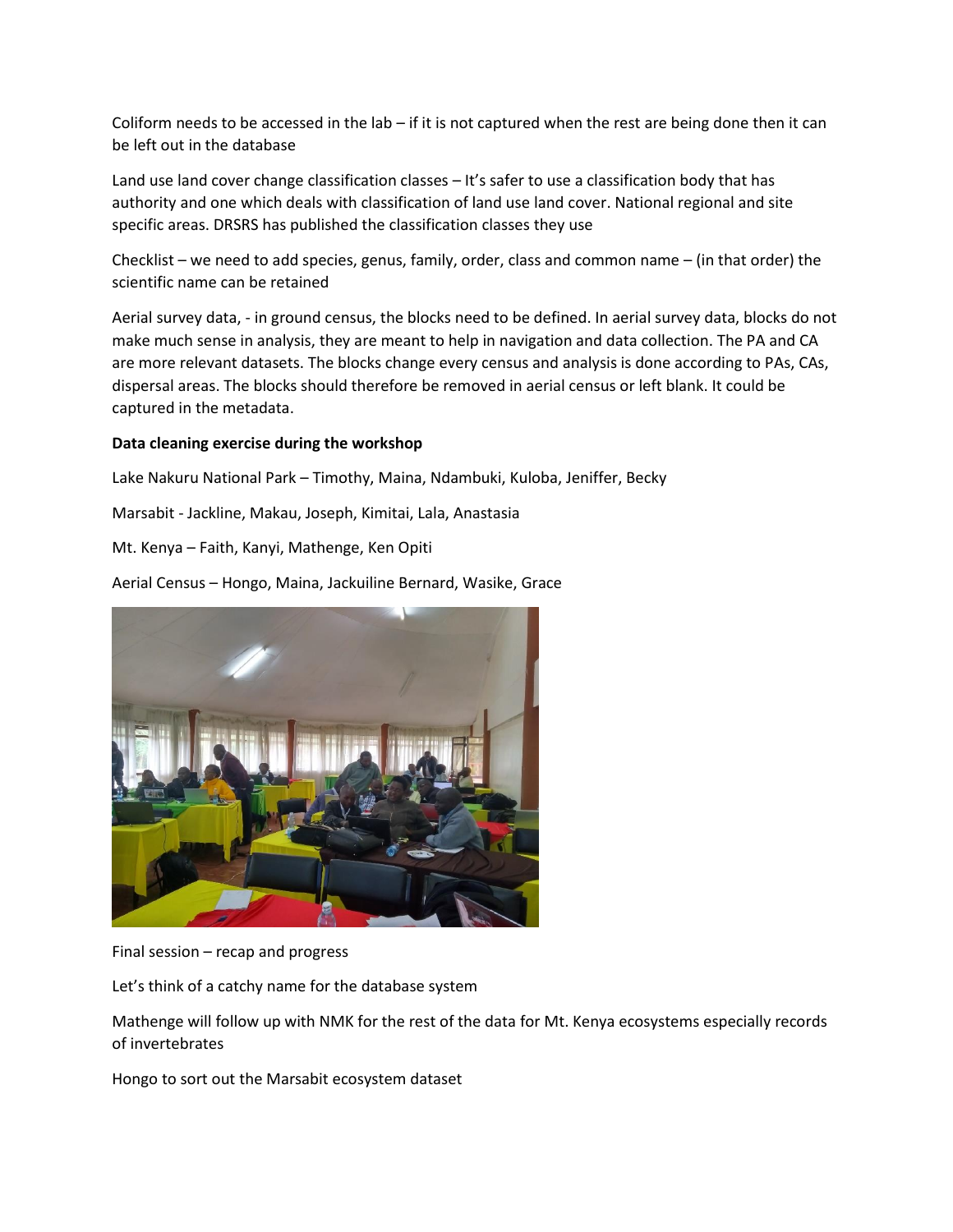Coliform needs to be accessed in the lab – if it is not captured when the rest are being done then it can be left out in the database

Land use land cover change classification classes – It's safer to use a classification body that has authority and one which deals with classification of land use land cover. National regional and site specific areas. DRSRS has published the classification classes they use

Checklist – we need to add species, genus, family, order, class and common name – (in that order) the scientific name can be retained

Aerial survey data, - in ground census, the blocks need to be defined. In aerial survey data, blocks do not make much sense in analysis, they are meant to help in navigation and data collection. The PA and CA are more relevant datasets. The blocks change every census and analysis is done according to PAs, CAs, dispersal areas. The blocks should therefore be removed in aerial census or left blank. It could be captured in the metadata.

**Data cleaning exercise during the workshop**

Lake Nakuru National Park – Timothy, Maina, Ndambuki, Kuloba, Jeniffer, Becky

Marsabit - Jackline, Makau, Joseph, Kimitai, Lala, Anastasia

Mt. Kenya – Faith, Kanyi, Mathenge, Ken Opiti

Aerial Census – Hongo, Maina, Jackuiline Bernard, Wasike, Grace

Final session – recap and progress

Let's think of a catchy name for the database system

Mathenge will follow up with NMK for the rest of the data for Mt. Kenya ecosystems especially records of invertebrates

Hongo to sort out the Marsabit ecosystem dataset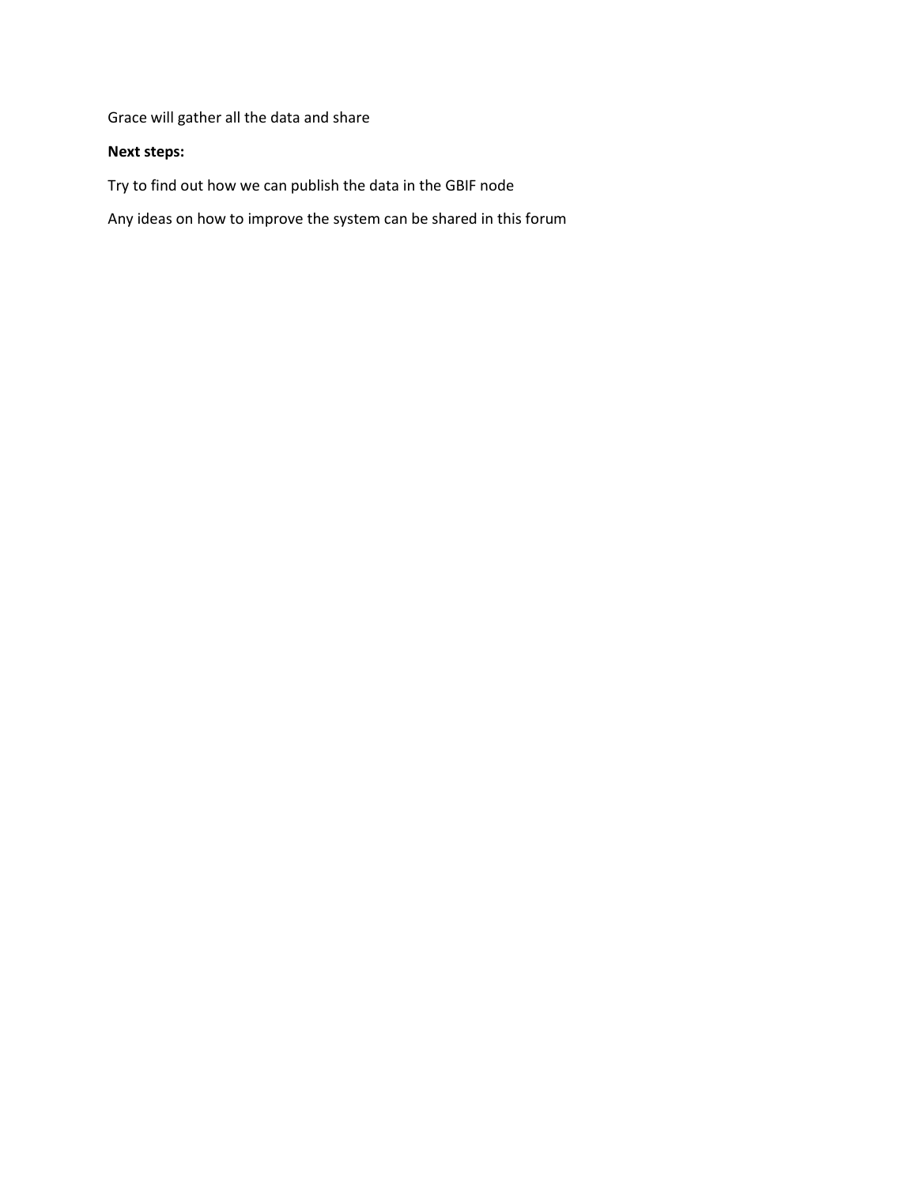Grace will gather all the data and share

**Next steps:**

Try to find out how we can publish the data in the GBIF node

Any ideas on how to improve the system can be shared in this forum